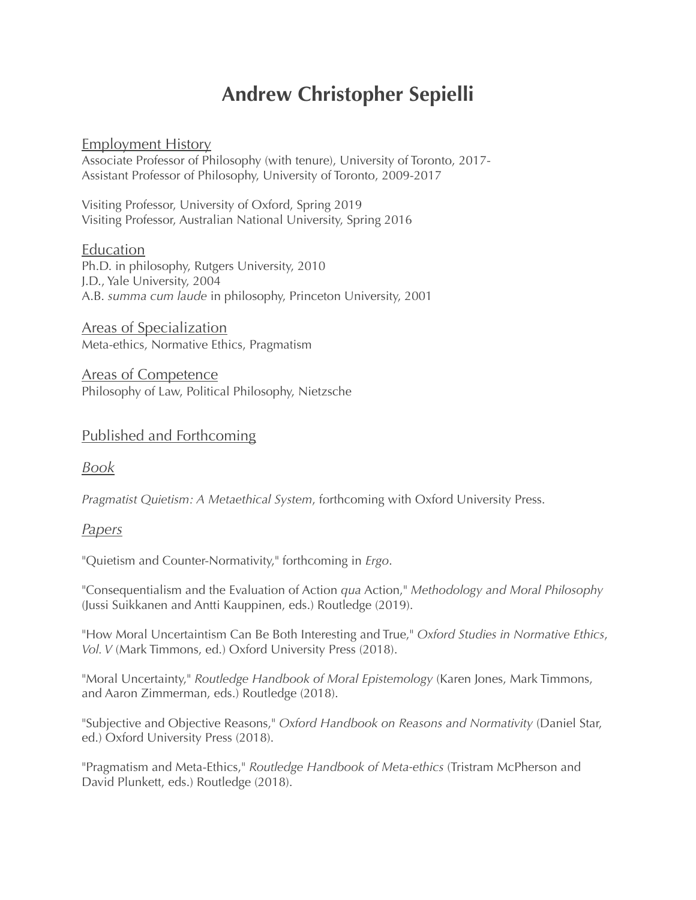# Andrew Christopher Sepielli

## Employment History

Associate Professor of Philosophy (with tenure), University of Toronto, 2017-
Assistant Professor of Philosophy, University of Toronto, 2009-2017

Visiting Professor, University of Oxford, Spring 2019
Visiting Professor, Australian National University, Spring 2016

## Education

Ph.D. in philosophy, Rutgers University, 2010
J.D., Yale University, 2004
A.B. *summa cum laude* in philosophy, Princeton University, 2001

## Areas of Specialization

Meta-ethics, Normative Ethics, Pragmatism

## Areas of Competence

Philosophy of Law, Political Philosophy, Nietzsche

## Published and Forthcoming

### *Book*

*Pragmatist Quietism: A Metaethical System*, forthcoming with Oxford University Press.

### *Papers*

"Quietism and Counter-Normativity," forthcoming in *Ergo*.

"Consequentialism and the Evaluation of Action *qua* Action," *Methodology and Moral Philosophy* (Jussi Suikkanen and Antti Kauppinen, eds.) Routledge (2019).

"How Moral Uncertaintism Can Be Both Interesting and True," *Oxford Studies in Normative Ethics, Vol. V* (Mark Timmons, ed.) Oxford University Press (2018).

"Moral Uncertainty," *Routledge Handbook of Moral Epistemology* (Karen Jones, Mark Timmons, and Aaron Zimmerman, eds.) Routledge (2018).

"Subjective and Objective Reasons," *Oxford Handbook on Reasons and Normativity* (Daniel Star, ed.) Oxford University Press (2018).

"Pragmatism and Meta-Ethics," *Routledge Handbook of Meta-ethics* (Tristram McPherson and David Plunkett, eds.) Routledge (2018).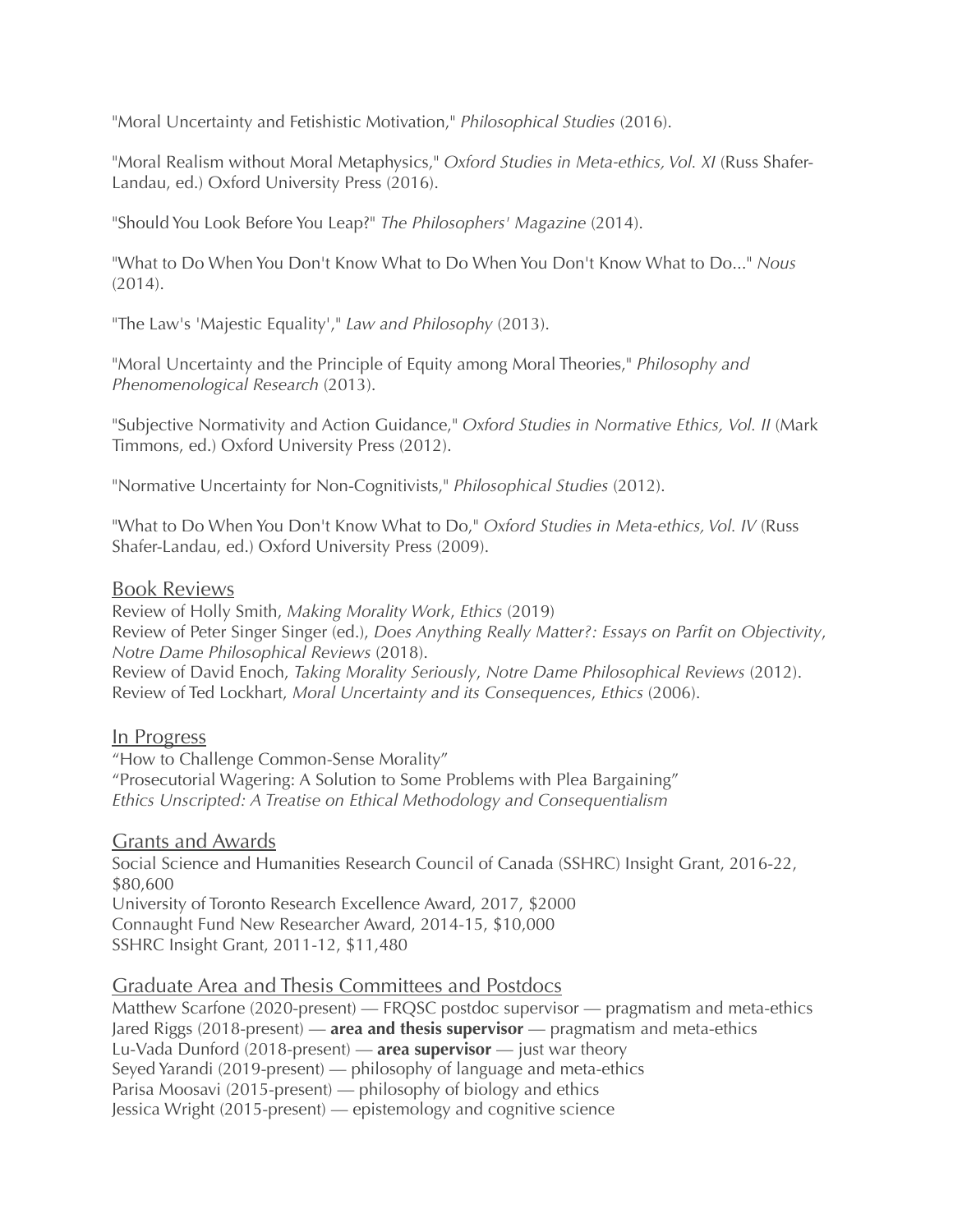"Moral Uncertainty and Fetishistic Motivation," *Philosophical Studies* (2016).

"Moral Realism without Moral Metaphysics," *Oxford Studies in Meta-ethics, Vol. XI* (Russ Shafer-Landau, ed.) Oxford University Press (2016).

"Should You Look Before You Leap?" *The Philosophers' Magazine* (2014).

"What to Do When You Don't Know What to Do When You Don't Know What to Do..." *Nous* (2014).

"The Law's 'Majestic Equality'," *Law and Philosophy* (2013).

"Moral Uncertainty and the Principle of Equity among Moral Theories," *Philosophy and Phenomenological Research* (2013).

"Subjective Normativity and Action Guidance," *Oxford Studies in Normative Ethics, Vol. II* (Mark Timmons, ed.) Oxford University Press (2012).

"Normative Uncertainty for Non-Cognitivists," *Philosophical Studies* (2012).

"What to Do When You Don't Know What to Do," *Oxford Studies in Meta-ethics, Vol. IV* (Russ Shafer-Landau, ed.) Oxford University Press (2009).

## Book Reviews

Review of Holly Smith, *Making Morality Work*, *Ethics* (2019)
Review of Peter Singer Singer (ed.), *Does Anything Really Matter?: Essays on Parfit on Objectivity*, *Notre Dame Philosophical Reviews* (2018).
Review of David Enoch, *Taking Morality Seriously*, *Notre Dame Philosophical Reviews* (2012).
Review of Ted Lockhart, *Moral Uncertainty and its Consequences*, *Ethics* (2006).

## In Progress

"How to Challenge Common-Sense Morality"
"Prosecutorial Wagering: A Solution to Some Problems with Plea Bargaining"
*Ethics Unscripted: A Treatise on Ethical Methodology and Consequentialism*

## Grants and Awards

Social Science and Humanities Research Council of Canada (SSHRC) Insight Grant, 2016-22, \$80,600
University of Toronto Research Excellence Award, 2017, \$2000
Connaught Fund New Researcher Award, 2014-15, \$10,000
SSHRC Insight Grant, 2011-12, \$11,480

## Graduate Area and Thesis Committees and Postdocs

Matthew Scarfone (2020-present) — FRQSC postdoc supervisor — pragmatism and meta-ethics
Jared Riggs (2018-present) — **area and thesis supervisor** — pragmatism and meta-ethics
Lu-Vada Dunford (2018-present) — **area supervisor** — just war theory
Seyed Yarandi (2019-present) — philosophy of language and meta-ethics
Parisa Moosavi (2015-present) — philosophy of biology and ethics
Jessica Wright (2015-present) — epistemology and cognitive science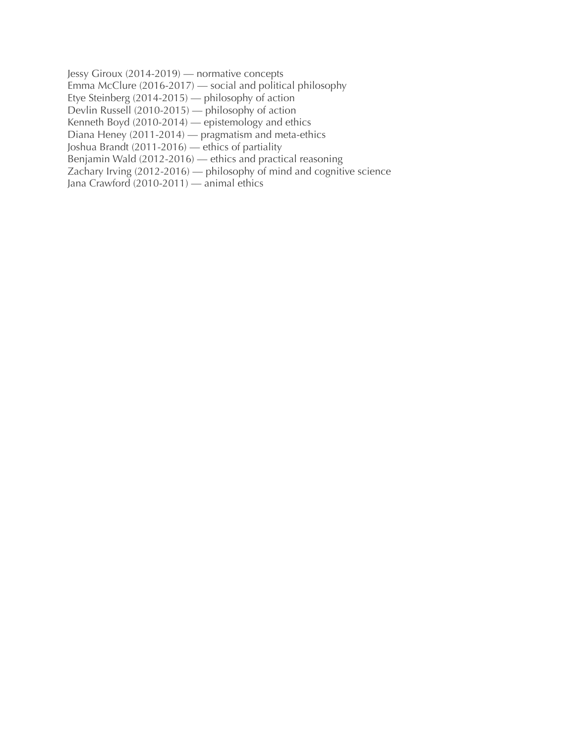Jessy Giroux (2014-2019) — normative concepts
Emma McClure (2016-2017) — social and political philosophy
Etye Steinberg (2014-2015) — philosophy of action
Devlin Russell (2010-2015) — philosophy of action
Kenneth Boyd (2010-2014) — epistemology and ethics
Diana Heney (2011-2014) — pragmatism and meta-ethics
Joshua Brandt (2011-2016) — ethics of partiality
Benjamin Wald (2012-2016) — ethics and practical reasoning
Zachary Irving (2012-2016) — philosophy of mind and cognitive science
Jana Crawford (2010-2011) — animal ethics